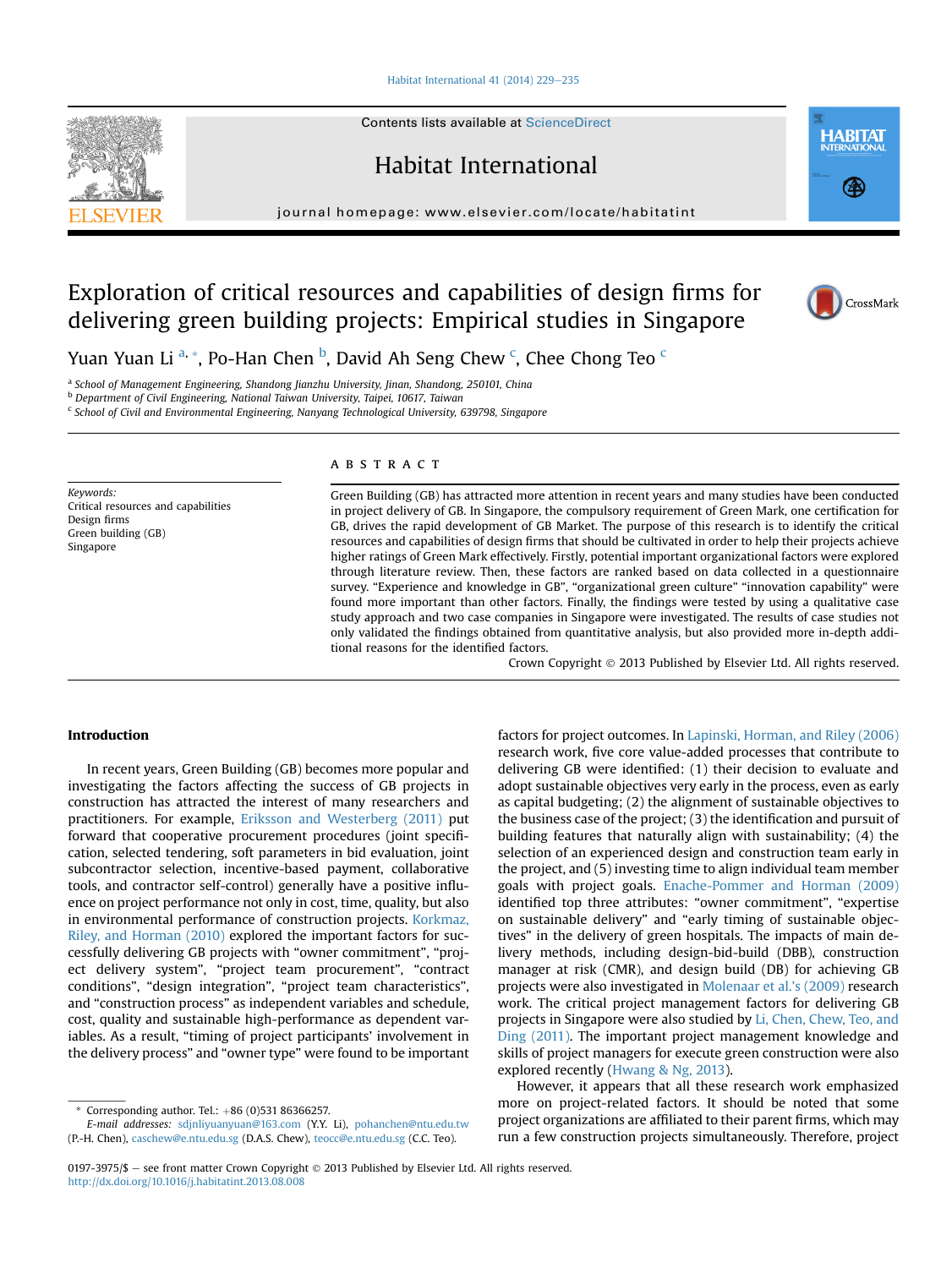# Exploration of critical resources and capabilities of design firms for delivering green building projects: Empirical studies in Singapore

Yuan Yuan Li [a,*], Po-Han Chen [b], David Ah Seng Chew [c], Chee Chong Teo [c]

[a] School of Management Engineering, Shandong Jianzhu University, Jinan, Shandong, 250101, China
[b] Department of Civil Engineering, National Taiwan University, Taipei, 10617, Taiwan
[c] School of Civil and Environmental Engineering, Nanyang Technological University, 639798, Singapore

*Keywords:*
Critical resources and capabilities
Design firms
Green building (GB)
Singapore

## ABSTRACT

Green Building (GB) has attracted more attention in recent years and many studies have been conducted in project delivery of GB. In Singapore, the compulsory requirement of Green Mark, one certification for GB, drives the rapid development of GB Market. The purpose of this research is to identify the critical resources and capabilities of design firms that should be cultivated in order to help their projects achieve higher ratings of Green Mark effectively. Firstly, potential important organizational factors were explored through literature review. Then, these factors are ranked based on data collected in a questionnaire survey. "Experience and knowledge in GB", "organizational green culture" "innovation capability" were found more important than other factors. Finally, the findings were tested by using a qualitative case study approach and two case companies in Singapore were investigated. The results of case studies not only validated the findings obtained from quantitative analysis, but also provided more in-depth additional reasons for the identified factors.

Crown Copyright © 2013 Published by Elsevier Ltd. All rights reserved.

## Introduction

In recent years, Green Building (GB) becomes more popular and investigating the factors affecting the success of GB projects in construction has attracted the interest of many researchers and practitioners. For example, Eriksson and Westerberg (2011) put forward that cooperative procurement procedures (joint specification, selected tendering, soft parameters in bid evaluation, joint subcontractor selection, incentive-based payment, collaborative tools, and contractor self-control) generally have a positive influence on project performance not only in cost, time, quality, but also in environmental performance of construction projects. Korkmaz, Riley, and Horman (2010) explored the important factors for successfully delivering GB projects with "owner commitment", "project delivery system", "project team procurement", "contract conditions", "design integration", "project team characteristics", and "construction process" as independent variables and schedule, cost, quality and sustainable high-performance as dependent variables. As a result, "timing of project participants' involvement in the delivery process" and "owner type" were found to be important factors for project outcomes. In Lapinski, Horman, and Riley (2006) research work, five core value-added processes that contribute to delivering GB were identified: (1) their decision to evaluate and adopt sustainable objectives very early in the process, even as early as capital budgeting; (2) the alignment of sustainable objectives to the business case of the project; (3) the identification and pursuit of building features that naturally align with sustainability; (4) the selection of an experienced design and construction team early in the project, and (5) investing time to align individual team member goals with project goals. Enache-Pommer and Horman (2009) identified top three attributes: "owner commitment", "expertise on sustainable delivery" and "early timing of sustainable objectives" in the delivery of green hospitals. The impacts of main delivery methods, including design-bid-build (DBB), construction manager at risk (CMR), and design build (DB) for achieving GB projects were also investigated in Molenaar et al.'s (2009) research work. The critical project management factors for delivering GB projects in Singapore were also studied by Li, Chen, Chew, Teo, and Ding (2011). The important project management knowledge and skills of project managers for execute green construction were also explored recently (Hwang & Ng, 2013).

However, it appears that all these research work emphasized more on project-related factors. It should be noted that some project organizations are affiliated to their parent firms, which may run a few construction projects simultaneously. Therefore, project

\* Corresponding author. Tel.: +86 (0)531 86366257.
*E-mail addresses:* sdjnliyuanyuan@163.com (Y.Y. Li), pohanchen@ntu.edu.tw (P.-H. Chen), caschew@e.ntu.edu.sg (D.A.S. Chew), teocc@e.ntu.edu.sg (C.C. Teo).

0197-3975/$ – see front matter Crown Copyright © 2013 Published by Elsevier Ltd. All rights reserved.
http://dx.doi.org/10.1016/j.habitatint.2013.08.008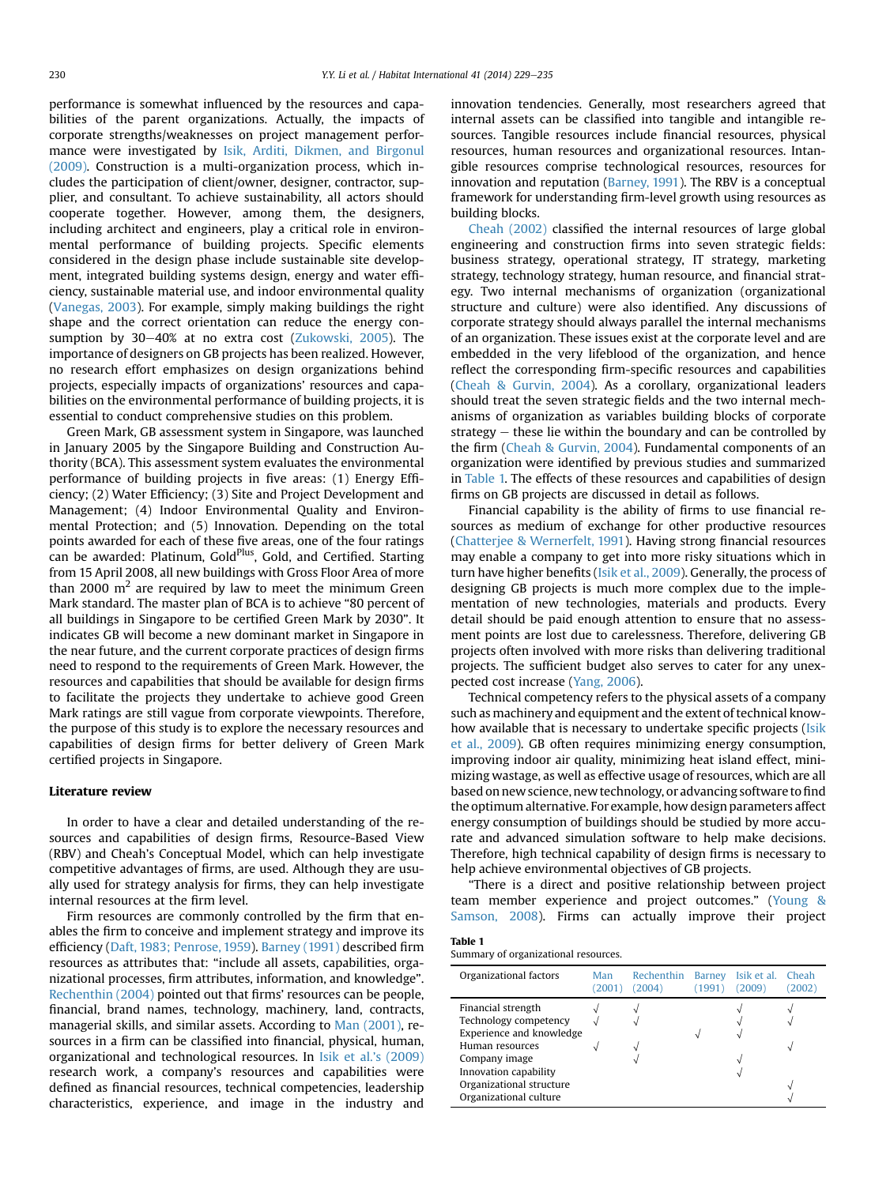performance is somewhat influenced by the resources and capabilities of the parent organizations. Actually, the impacts of corporate strengths/weaknesses on project management performance were investigated by Isik, Arditi, Dikmen, and Birgonul (2009). Construction is a multi-organization process, which includes the participation of client/owner, designer, contractor, supplier, and consultant. To achieve sustainability, all actors should cooperate together. However, among them, the designers, including architect and engineers, play a critical role in environmental performance of building projects. Specific elements considered in the design phase include sustainable site development, integrated building systems design, energy and water efficiency, sustainable material use, and indoor environmental quality (Vanegas, 2003). For example, simply making buildings the right shape and the correct orientation can reduce the energy consumption by 30–40% at no extra cost (Zukowski, 2005). The importance of designers on GB projects has been realized. However, no research effort emphasizes on design organizations behind projects, especially impacts of organizations' resources and capabilities on the environmental performance of building projects, it is essential to conduct comprehensive studies on this problem.

Green Mark, GB assessment system in Singapore, was launched in January 2005 by the Singapore Building and Construction Authority (BCA). This assessment system evaluates the environmental performance of building projects in five areas: (1) Energy Efficiency; (2) Water Efficiency; (3) Site and Project Development and Management; (4) Indoor Environmental Quality and Environmental Protection; and (5) Innovation. Depending on the total points awarded for each of these five areas, one of the four ratings can be awarded: Platinum, Gold$^{Plus}$, Gold, and Certified. Starting from 15 April 2008, all new buildings with Gross Floor Area of more than 2000 $m^2$ are required by law to meet the minimum Green Mark standard. The master plan of BCA is to achieve "80 percent of all buildings in Singapore to be certified Green Mark by 2030". It indicates GB will become a new dominant market in Singapore in the near future, and the current corporate practices of design firms need to respond to the requirements of Green Mark. However, the resources and capabilities that should be available for design firms to facilitate the projects they undertake to achieve good Green Mark ratings are still vague from corporate viewpoints. Therefore, the purpose of this study is to explore the necessary resources and capabilities of design firms for better delivery of Green Mark certified projects in Singapore.

## Literature review

In order to have a clear and detailed understanding of the resources and capabilities of design firms, Resource-Based View (RBV) and Cheah's Conceptual Model, which can help investigate competitive advantages of firms, are used. Although they are usually used for strategy analysis for firms, they can help investigate internal resources at the firm level.

Firm resources are commonly controlled by the firm that enables the firm to conceive and implement strategy and improve its efficiency (Daft, 1983; Penrose, 1959). Barney (1991) described firm resources as attributes that: "include all assets, capabilities, organizational processes, firm attributes, information, and knowledge". Rechenthin (2004) pointed out that firms' resources can be people, financial, brand names, technology, machinery, land, contracts, managerial skills, and similar assets. According to Man (2001), resources in a firm can be classified into financial, physical, human, organizational and technological resources. In Isik et al.'s (2009) research work, a company's resources and capabilities were defined as financial resources, technical competencies, leadership characteristics, experience, and image in the industry and innovation tendencies. Generally, most researchers agreed that internal assets can be classified into tangible and intangible resources. Tangible resources include financial resources, physical resources, human resources and organizational resources. Intangible resources comprise technological resources, resources for innovation and reputation (Barney, 1991). The RBV is a conceptual framework for understanding firm-level growth using resources as building blocks.

Cheah (2002) classified the internal resources of large global engineering and construction firms into seven strategic fields: business strategy, operational strategy, IT strategy, marketing strategy, technology strategy, human resource, and financial strategy. Two internal mechanisms of organization (organizational structure and culture) were also identified. Any discussions of corporate strategy should always parallel the internal mechanisms of an organization. These issues exist at the corporate level and are embedded in the very lifeblood of the organization, and hence reflect the corresponding firm-specific resources and capabilities (Cheah & Gurvin, 2004). As a corollary, organizational leaders should treat the seven strategic fields and the two internal mechanisms of organization as variables building blocks of corporate strategy – these lie within the boundary and can be controlled by the firm (Cheah & Gurvin, 2004). Fundamental components of an organization were identified by previous studies and summarized in Table 1. The effects of these resources and capabilities of design firms on GB projects are discussed in detail as follows.

Financial capability is the ability of firms to use financial resources as medium of exchange for other productive resources (Chatterjee & Wernerfelt, 1991). Having strong financial resources may enable a company to get into more risky situations which in turn have higher benefits (Isik et al., 2009). Generally, the process of designing GB projects is much more complex due to the implementation of new technologies, materials and products. Every detail should be paid enough attention to ensure that no assessment points are lost due to carelessness. Therefore, delivering GB projects often involved with more risks than delivering traditional projects. The sufficient budget also serves to cater for any unexpected cost increase (Yang, 2006).

Technical competency refers to the physical assets of a company such as machinery and equipment and the extent of technical knowhow available that is necessary to undertake specific projects (Isik et al., 2009). GB often requires minimizing energy consumption, improving indoor air quality, minimizing heat island effect, minimizing wastage, as well as effective usage of resources, which are all based on new science, new technology, or advancing software to find the optimum alternative. For example, how design parameters affect energy consumption of buildings should be studied by more accurate and advanced simulation software to help make decisions. Therefore, high technical capability of design firms is necessary to help achieve environmental objectives of GB projects.

"There is a direct and positive relationship between project team member experience and project outcomes." (Young & Samson, 2008). Firms can actually improve their project

**Table 1**
Summary of organizational resources.

| Organizational factors | Man (2001) | Rechenthin (2004) | Barney (1991) | Isik et al. (2009) | Cheah (2002) |
|---|---|---|---|---|---|
| Financial strength | √ | √ | | √ | √ |
| Technology competency | √ | √ | | √ | √ |
| Experience and knowledge | | | √ | √ | |
| Human resources | √ | √ | | | √ |
| Company image | | √ | | √ | |
| Innovation capability | | | | √ | |
| Organizational structure | | | | | √ |
| Organizational culture | | | | | √ |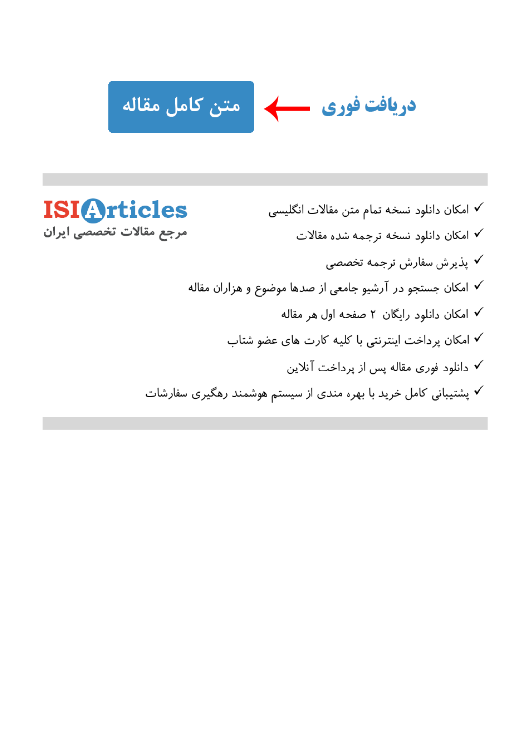دریافت فوری ← متن کامل مقاله

**ISIArticles**
مرجع مقالات تخصصی ایران

- ✓ امکان دانلود نسخه تمام متن مقالات انگلیسی
- ✓ امکان دانلود نسخه ترجمه شده مقالات
- ✓ پذیرش سفارش ترجمه تخصصی
- ✓ امکان جستجو در آرشیو جامعی از صدها موضوع و هزاران مقاله
- ✓ امکان دانلود رایگان ۲ صفحه اول هر مقاله
- ✓ امکان پرداخت اینترنتی با کلیه کارت های عضو شتاب
- ✓ دانلود فوری مقاله پس از پرداخت آنلاین
- ✓ پشتیبانی کامل خرید با بهره مندی از سیستم هوشمند رهگیری سفارشات